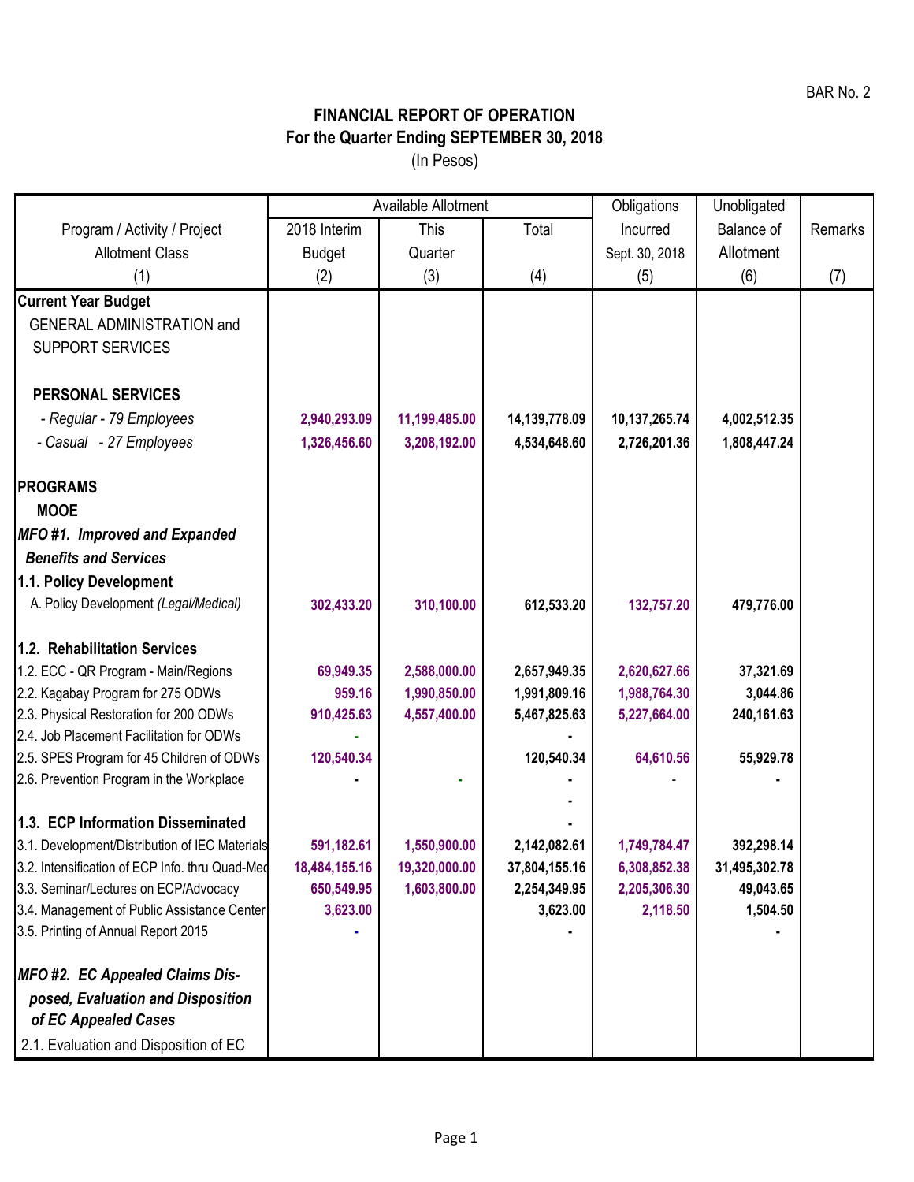BAR No. 2

# FINANCIAL REPORT OF OPERATION
## For the Quarter Ending SEPTEMBER 30, 2018
(In Pesos)

| Program / Activity / Project<br>Allotment Class | Available Allotment | | | Obligations Incurred Sept. 30, 2018 | Unobligated Balance of Allotment | Remarks |
|---|---|---|---|---|---|---|
| | 2018 Interim Budget | This Quarter | Total | | | |
| (1) | (2) | (3) | (4) | (5) | (6) | (7) |
| **Current Year Budget** | | | | | | |
| GENERAL ADMINISTRATION and SUPPORT SERVICES | | | | | | |
| **PERSONAL SERVICES** | | | | | | |
| *- Regular - 79 Employees* | 2,940,293.09 | 11,199,485.00 | 14,139,778.09 | 10,137,265.74 | 4,002,512.35 | |
| *- Casual - 27 Employees* | 1,326,456.60 | 3,208,192.00 | 4,534,648.60 | 2,726,201.36 | 1,808,447.24 | |
| **PROGRAMS** | | | | | | |
| **MOOE** | | | | | | |
| ***MFO #1. Improved and Expanded Benefits and Services*** | | | | | | |
| **1.1. Policy Development** | | | | | | |
| A. Policy Development *(Legal/Medical)* | 302,433.20 | 310,100.00 | 612,533.20 | 132,757.20 | 479,776.00 | |
| **1.2. Rehabilitation Services** | | | | | | |
| 1.2. ECC - QR Program - Main/Regions | 69,949.35 | 2,588,000.00 | 2,657,949.35 | 2,620,627.66 | 37,321.69 | |
| 2.2. Kagabay Program for 275 ODWs | 959.16 | 1,990,850.00 | 1,991,809.16 | 1,988,764.30 | 3,044.86 | |
| 2.3. Physical Restoration for 200 ODWs | 910,425.63 | 4,557,400.00 | 5,467,825.63 | 5,227,664.00 | 240,161.63 | |
| 2.4. Job Placement Facilitation for ODWs | - | | - | | | |
| 2.5. SPES Program for 45 Children of ODWs | 120,540.34 | | 120,540.34 | 64,610.56 | 55,929.78 | |
| 2.6. Prevention Program in the Workplace | - | - | - | - | - | |
| | | | - | | | |
| **1.3. ECP Information Disseminated** | | | - | | | |
| 3.1. Development/Distribution of IEC Materials | 591,182.61 | 1,550,900.00 | 2,142,082.61 | 1,749,784.47 | 392,298.14 | |
| 3.2. Intensification of ECP Info. thru Quad-Med | 18,484,155.16 | 19,320,000.00 | 37,804,155.16 | 6,308,852.38 | 31,495,302.78 | |
| 3.3. Seminar/Lectures on ECP/Advocacy | 650,549.95 | 1,603,800.00 | 2,254,349.95 | 2,205,306.30 | 49,043.65 | |
| 3.4. Management of Public Assistance Center | 3,623.00 | | 3,623.00 | 2,118.50 | 1,504.50 | |
| 3.5. Printing of Annual Report 2015 | - | | - | | - | |
| ***MFO #2. EC Appealed Claims Disposed, Evaluation and Disposition of EC Appealed Cases*** | | | | | | |
| 2.1. Evaluation and Disposition of EC | | | | | | |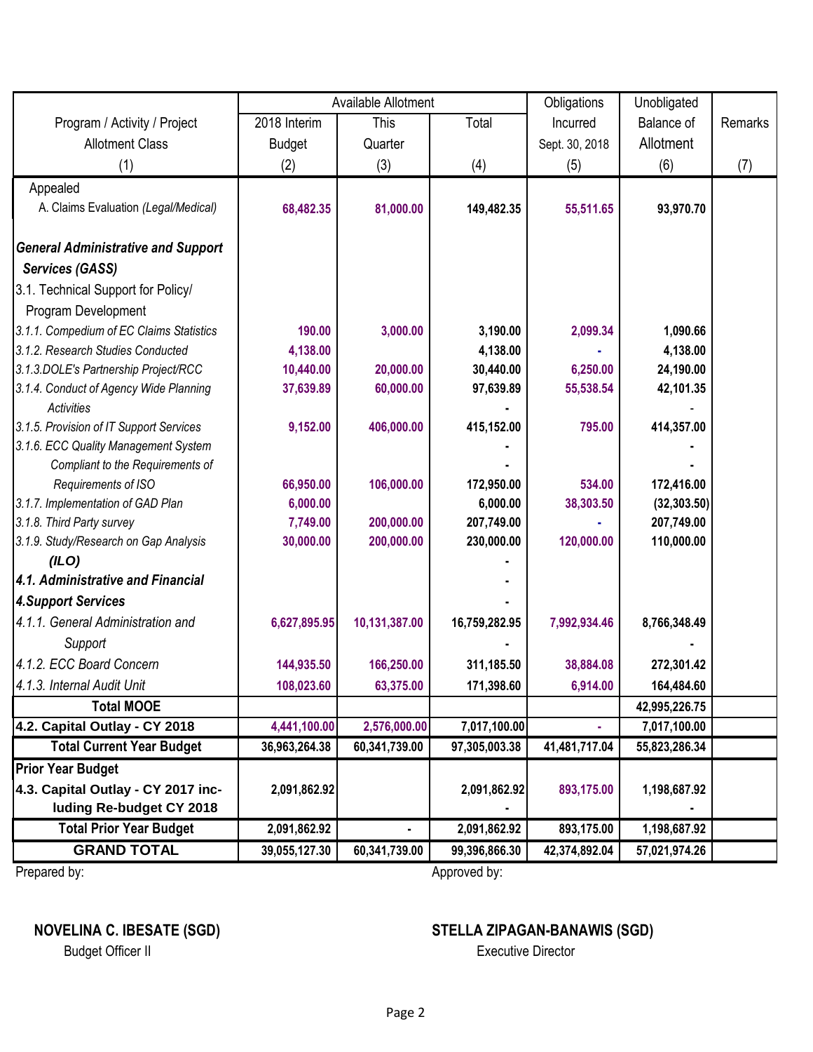| Program / Activity / Project Allotment Class | Available Allotment | | | Obligations Incurred Sept. 30, 2018 | Unobligated Balance of Allotment | Remarks |
|---|---|---|---|---|---|---|
| | 2018 Interim Budget | This Quarter | Total | | | |
| (1) | (2) | (3) | (4) | (5) | (6) | (7) |
| Appealed | | | | | | |
| A. Claims Evaluation *(Legal/Medical)* | 68,482.35 | 81,000.00 | 149,482.35 | 55,511.65 | 93,970.70 | |
| ***General Administrative and Support Services (GASS)*** | | | | | | |
| 3.1. Technical Support for Policy/ Program Development | | | | | | |
| *3.1.1. Compedium of EC Claims Statistics* | 190.00 | 3,000.00 | 3,190.00 | 2,099.34 | 1,090.66 | |
| *3.1.2. Research Studies Conducted* | 4,138.00 | | 4,138.00 | - | 4,138.00 | |
| *3.1.3.DOLE's Partnership Project/RCC* | 10,440.00 | 20,000.00 | 30,440.00 | 6,250.00 | 24,190.00 | |
| *3.1.4. Conduct of Agency Wide Planning Activities* | 37,639.89 | 60,000.00 | 97,639.89 | 55,538.54 | 42,101.35 | |
| *3.1.5. Provision of IT Support Services* | 9,152.00 | 406,000.00 | 415,152.00 | 795.00 | 414,357.00 | |
| *3.1.6. ECC Quality Management System Compliant to the Requirements of Requirements of ISO* | 66,950.00 | 106,000.00 | 172,950.00 | 534.00 | 172,416.00 | |
| *3.1.7. Implementation of GAD Plan* | 6,000.00 | | 6,000.00 | 38,303.50 | (32,303.50) | |
| *3.1.8. Third Party survey* | 7,749.00 | 200,000.00 | 207,749.00 | - | 207,749.00 | |
| *3.1.9. Study/Research on Gap Analysis **(ILO)*** | 30,000.00 | 200,000.00 | 230,000.00 | 120,000.00 | 110,000.00 | |
| ***4.1. Administrative and Financial 4.Support Services*** | | | - | | | |
| *4.1.1. General Administration and Support* | 6,627,895.95 | 10,131,387.00 | 16,759,282.95 | 7,992,934.46 | 8,766,348.49 | |
| *4.1.2. ECC Board Concern* | 144,935.50 | 166,250.00 | 311,185.50 | 38,884.08 | 272,301.42 | |
| *4.1.3. Internal Audit Unit* | 108,023.60 | 63,375.00 | 171,398.60 | 6,914.00 | 164,484.60 | |
| **Total MOOE** | | | | | 42,995,226.75 | |
| **4.2. Capital Outlay - CY 2018** | 4,441,100.00 | 2,576,000.00 | 7,017,100.00 | - | 7,017,100.00 | |
| **Total Current Year Budget** | 36,963,264.38 | 60,341,739.00 | 97,305,003.38 | 41,481,717.04 | 55,823,286.34 | |
| **Prior Year Budget** | | | | | | |
| **4.3. Capital Outlay - CY 2017 including Re-budget CY 2018** | 2,091,862.92 | | 2,091,862.92 | 893,175.00 | 1,198,687.92 | |
| **Total Prior Year Budget** | 2,091,862.92 | - | 2,091,862.92 | 893,175.00 | 1,198,687.92 | |
| **GRAND TOTAL** | 39,055,127.30 | 60,341,739.00 | 99,396,866.30 | 42,374,892.04 | 57,021,974.26 | |

Prepared by:

**NOVELINA C. IBESATE (SGD)**
Budget Officer II

Approved by:

**STELLA ZIPAGAN-BANAWIS (SGD)**
Executive Director